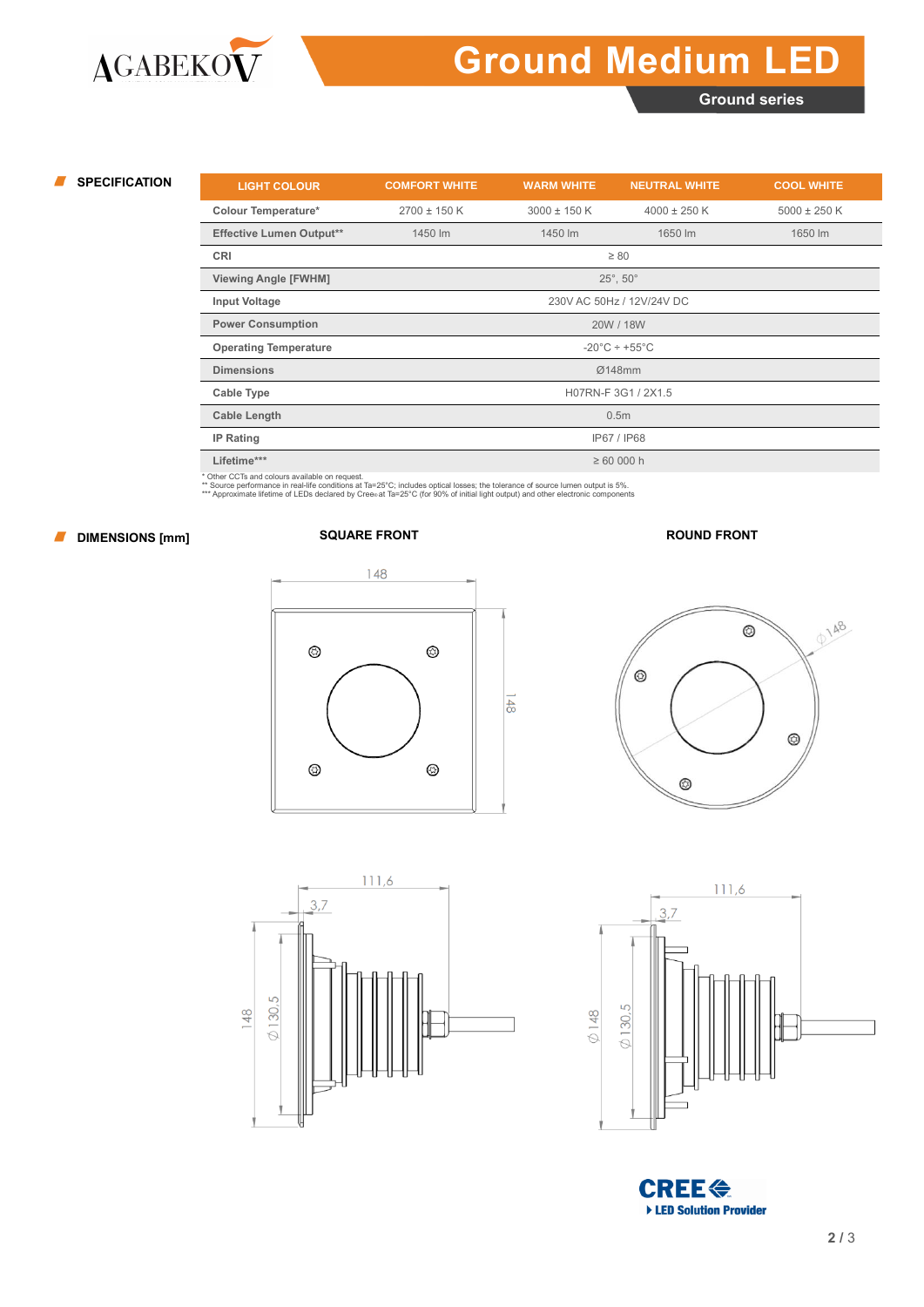# Ground Medium LED

Ground series

## SPECIFICATION

| LIGHT COLOUR | COMFORT WHITE | WARM WHITE | NEUTRAL WHITE | COOL WHITE |
|---|---|---|---|---|
| Colour Temperature* | 2700 ± 150 K | 3000 ± 150 K | 4000 ± 250 K | 5000 ± 250 K |
| Effective Lumen Output** | 1450 lm | 1450 lm | 1650 lm | 1650 lm |
| CRI | ≥ 80 | | | |
| Viewing Angle [FWHM] | 25°, 50° | | | |
| Input Voltage | 230V AC 50Hz / 12V/24V DC | | | |
| Power Consumption | 20W / 18W | | | |
| Operating Temperature | -20°C ÷ +55°C | | | |
| Dimensions | Ø148mm | | | |
| Cable Type | H07RN-F 3G1 / 2X1.5 | | | |
| Cable Length | 0.5m | | | |
| IP Rating | IP67 / IP68 | | | |
| Lifetime*** | ≥ 60 000 h | | | |

* Other CCTs and colours available on request.
** Source performance in real-life conditions at Ta=25°C; includes optical losses; the tolerance of source lumen output is 5%.
*** Approximate lifetime of LEDs declared by Cree® at Ta=25°C (for 90% of initial light output) and other electronic components

## DIMENSIONS [mm]

**SQUARE FRONT**

148

148

111,6

3,7

148

Ø 130,5

**ROUND FRONT**

Ø 148

111,6

3,7

Ø 148

Ø 130,5

CREE ▸ LED Solution Provider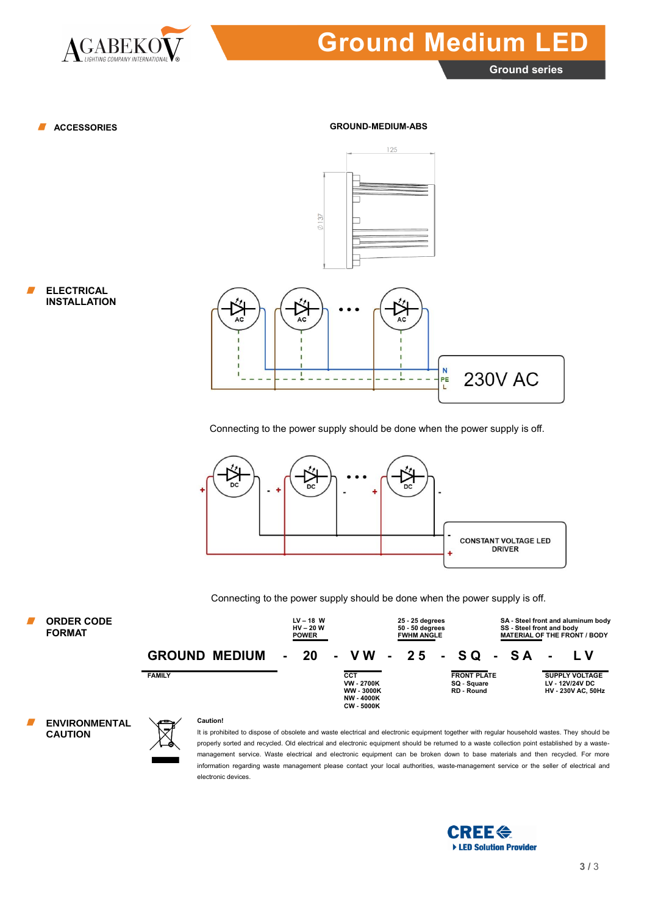# Ground Medium LED

## Ground series

## ACCESSORIES

**GROUND-MEDIUM-ABS**

125

∅137

## ELECTRICAL INSTALLATION

AC

AC

AC

N
PE
L

230V AC

Connecting to the power supply should be done when the power supply is off.

DC

DC

DC

CONSTANT VOLTAGE LED DRIVER

Connecting to the power supply should be done when the power supply is off.

## ORDER CODE FORMAT

**GROUND MEDIUM - 20 - VW - 25 - SQ - SA - LV**

- **FAMILY**: GROUND MEDIUM
- **POWER**: LV – 18 W; HV – 20 W
- **CCT**: VW - 2700K; WW - 3000K; NW - 4000K; CW - 5000K
- **FWHM ANGLE**: 25 - 25 degrees; 50 - 50 degrees
- **FRONT PLATE**: SQ - Square; RD - Round
- **MATERIAL OF THE FRONT / BODY**: SA - Steel front and aluminum body; SS - Steel front and body
- **SUPPLY VOLTAGE**: LV - 12V/24V DC; HV - 230V AC, 50Hz

## ENVIRONMENTAL CAUTION

**Caution!**

It is prohibited to dispose of obsolete and waste electrical and electronic equipment together with regular household wastes. They should be properly sorted and recycled. Old electrical and electronic equipment should be returned to a waste collection point established by a waste-management service. Waste electrical and electronic equipment can be broken down to base materials and then recycled. For more information regarding waste management please contact your local authorities, waste-management service or the seller of electrical and electronic devices.

CREE LED Solution Provider